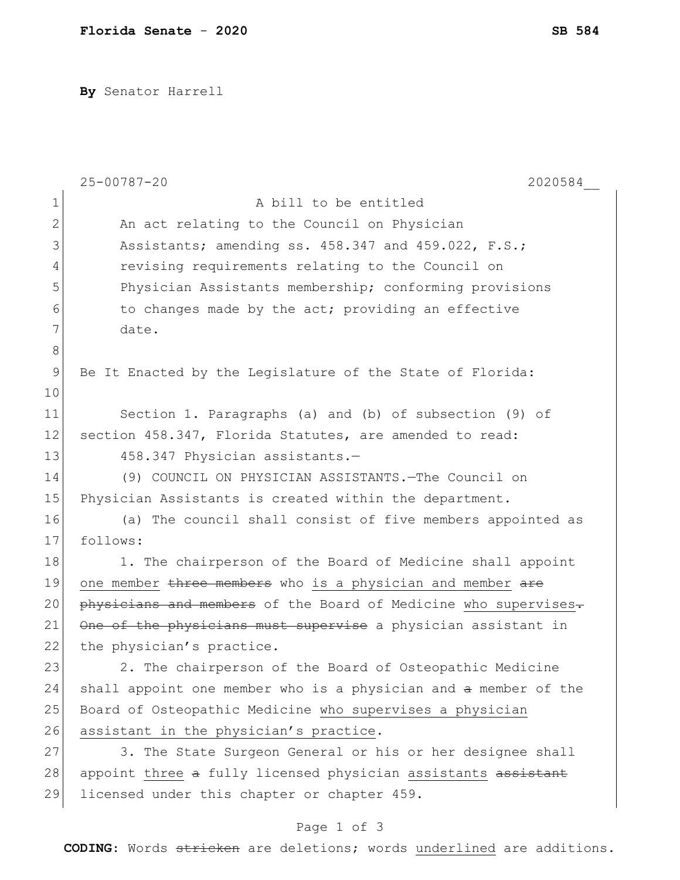**Florida Senate - 2020** **SB 584**

**By** Senator Harrell

25-00787-20 2020584__

A bill to be entitled

An act relating to the Council on Physician Assistants; amending ss. 458.347 and 459.022, F.S.; revising requirements relating to the Council on Physician Assistants membership; conforming provisions to changes made by the act; providing an effective date.

Be It Enacted by the Legislature of the State of Florida:

Section 1. Paragraphs (a) and (b) of subsection (9) of section 458.347, Florida Statutes, are amended to read:

458.347 Physician assistants.—

(9) COUNCIL ON PHYSICIAN ASSISTANTS.—The Council on Physician Assistants is created within the department.

(a) The council shall consist of five members appointed as follows:

1. The chairperson of the Board of Medicine shall appoint <u>one member</u> ~~three members~~ who <u>is a physician and member</u> ~~are physicians and members~~ of the Board of Medicine <u>who supervises</u>~~. One of the physicians must supervise~~ a physician assistant in the physician's practice.

2. The chairperson of the Board of Osteopathic Medicine shall appoint one member who is a physician and ~~a~~ member of the Board of Osteopathic Medicine <u>who supervises a physician assistant in the physician's practice</u>.

3. The State Surgeon General or his or her designee shall appoint <u>three</u> ~~a~~ fully licensed physician <u>assistants</u> ~~assistant~~ licensed under this chapter or chapter 459.

**CODING:** Words ~~stricken~~ are deletions; words <u>underlined</u> are additions.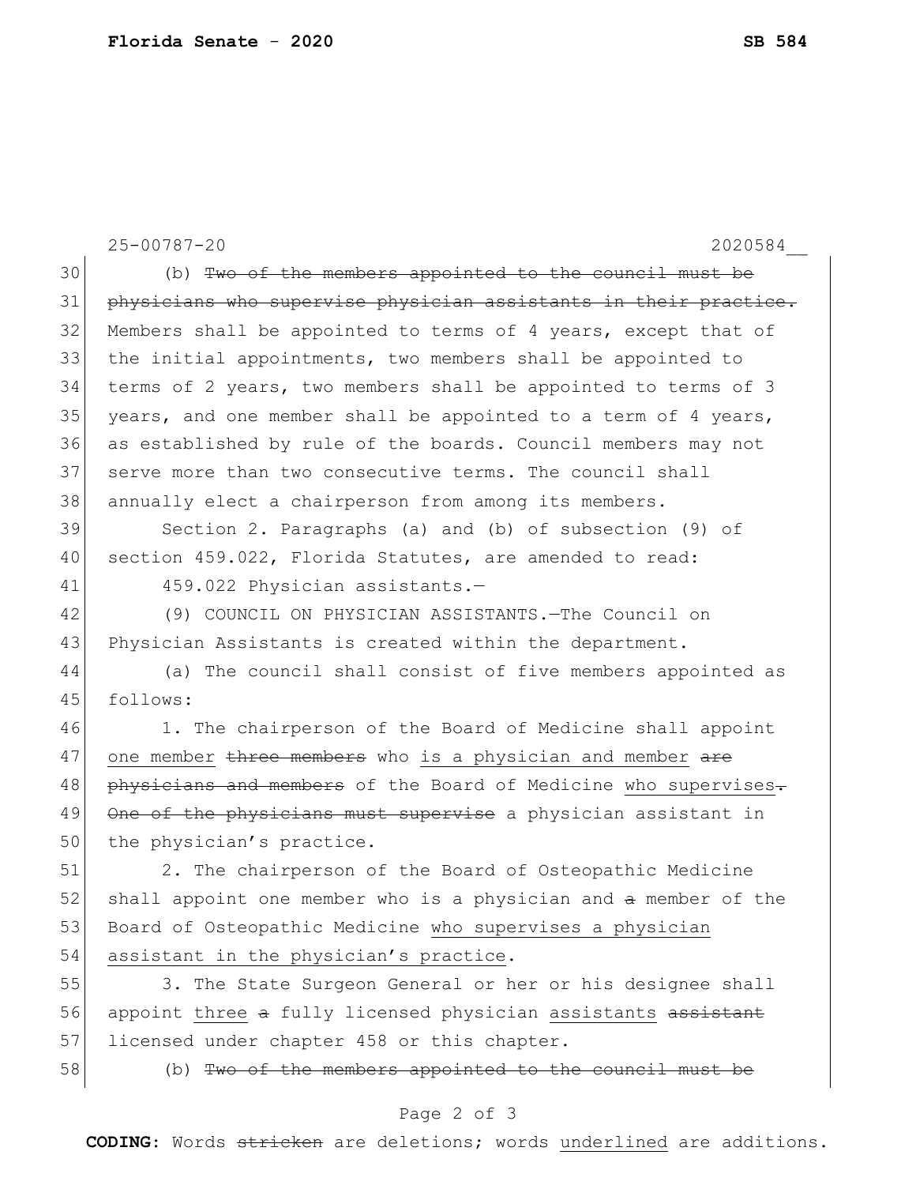25-00787-20 2020584__

30 (b) ~~Two of the members appointed to the council must be~~
31 ~~physicians who supervise physician assistants in their practice.~~
32 Members shall be appointed to terms of 4 years, except that of
33 the initial appointments, two members shall be appointed to
34 terms of 2 years, two members shall be appointed to terms of 3
35 years, and one member shall be appointed to a term of 4 years,
36 as established by rule of the boards. Council members may not
37 serve more than two consecutive terms. The council shall
38 annually elect a chairperson from among its members.

39 Section 2. Paragraphs (a) and (b) of subsection (9) of
40 section 459.022, Florida Statutes, are amended to read:

41 459.022 Physician assistants.—

42 (9) COUNCIL ON PHYSICIAN ASSISTANTS.—The Council on
43 Physician Assistants is created within the department.

44 (a) The council shall consist of five members appointed as
45 follows:

46 1. The chairperson of the Board of Medicine shall appoint
47 <u>one member</u> ~~three members~~ who <u>is a physician and member</u> ~~are~~
48 ~~physicians and members~~ of the Board of Medicine <u>who supervises</u>~~.~~
49 ~~One of the physicians must supervise~~ a physician assistant in
50 the physician's practice.

51 2. The chairperson of the Board of Osteopathic Medicine
52 shall appoint one member who is a physician and ~~a~~ member of the
53 Board of Osteopathic Medicine <u>who supervises a physician</u>
54 <u>assistant in the physician's practice</u>.

55 3. The State Surgeon General or her or his designee shall
56 appoint <u>three</u> ~~a~~ fully licensed physician <u>assistants</u> ~~assistant~~
57 licensed under chapter 458 or this chapter.

58 (b) ~~Two of the members appointed to the council must be~~

**CODING:** Words ~~stricken~~ are deletions; words <u>underlined</u> are additions.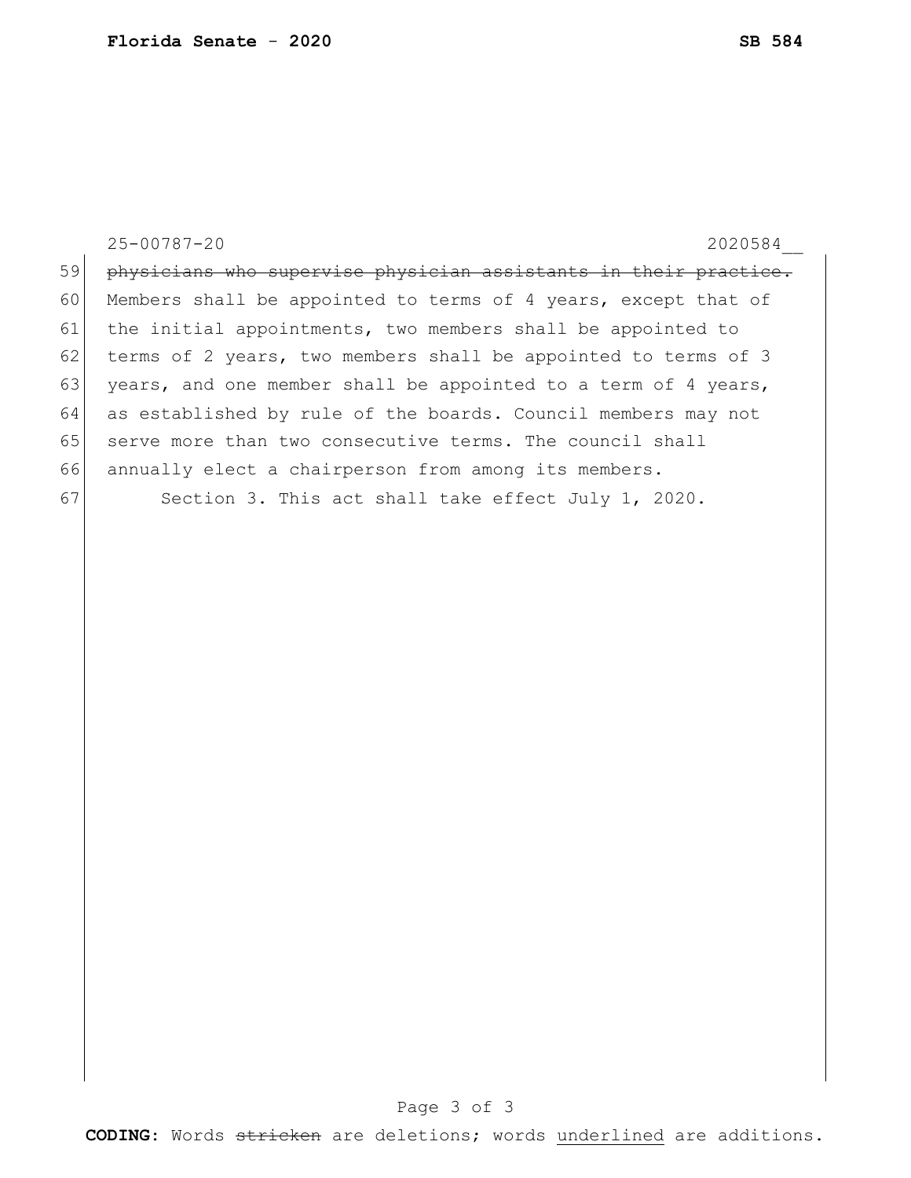25-00787-20 2020584__

59 ~~physicians who supervise physician assistants in their practice.~~
60 Members shall be appointed to terms of 4 years, except that of
61 the initial appointments, two members shall be appointed to
62 terms of 2 years, two members shall be appointed to terms of 3
63 years, and one member shall be appointed to a term of 4 years,
64 as established by rule of the boards. Council members may not
65 serve more than two consecutive terms. The council shall
66 annually elect a chairperson from among its members.
67 Section 3. This act shall take effect July 1, 2020.

**CODING:** Words ~~stricken~~ are deletions; words <u>underlined</u> are additions.